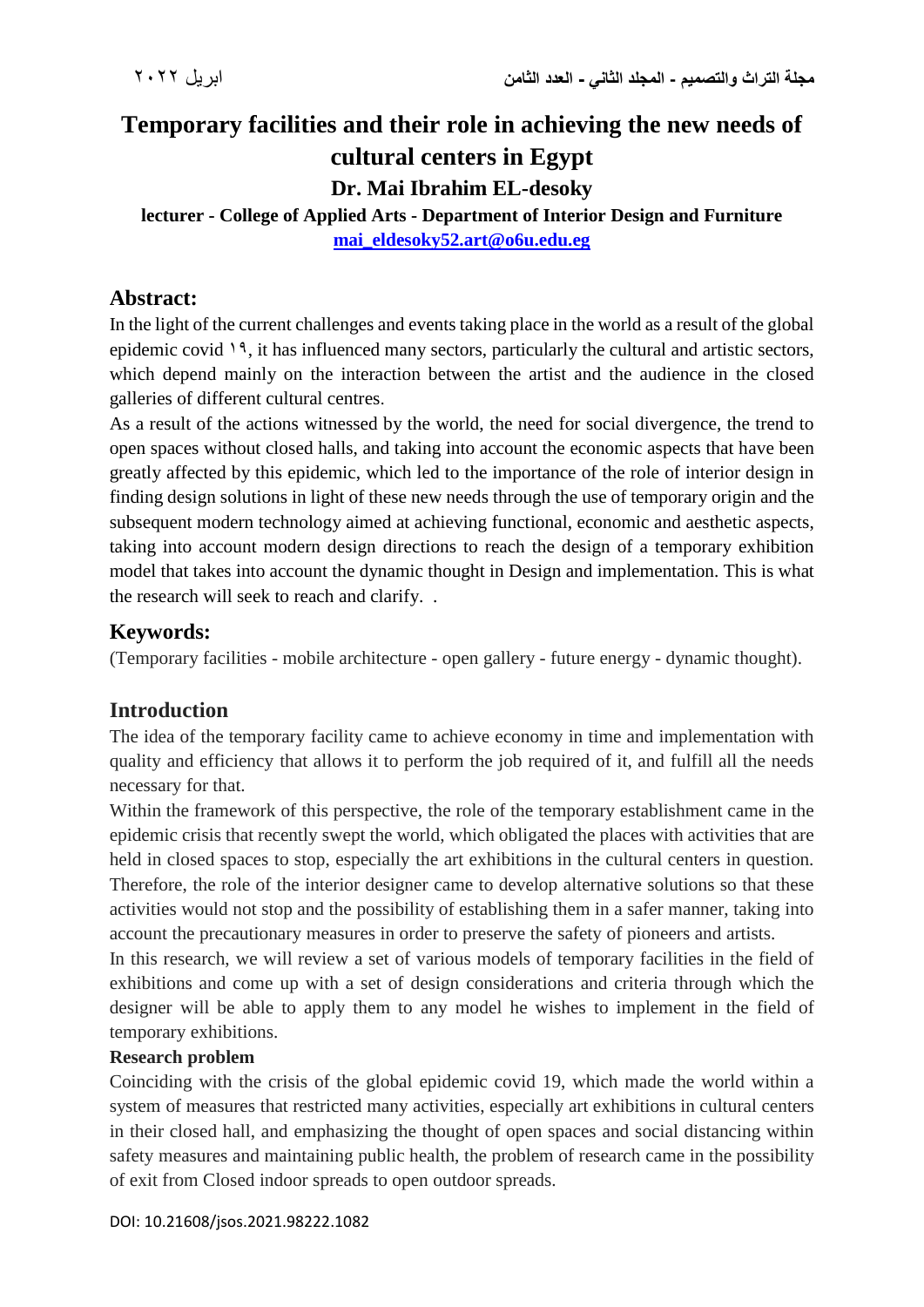# Temporary facilities and their role in achieving the new needs of cultural centers in Egypt

**Dr. Mai Ibrahim EL-desoky**

**lecturer - College of Applied Arts - Department of Interior Design and Furniture**

**mai_eldesoky52.art@o6u.edu.eg**

## Abstract:

In the light of the current challenges and events taking place in the world as a result of the global epidemic covid ١٩, it has influenced many sectors, particularly the cultural and artistic sectors, which depend mainly on the interaction between the artist and the audience in the closed galleries of different cultural centres.

As a result of the actions witnessed by the world, the need for social divergence, the trend to open spaces without closed halls, and taking into account the economic aspects that have been greatly affected by this epidemic, which led to the importance of the role of interior design in finding design solutions in light of these new needs through the use of temporary origin and the subsequent modern technology aimed at achieving functional, economic and aesthetic aspects, taking into account modern design directions to reach the design of a temporary exhibition model that takes into account the dynamic thought in Design and implementation. This is what the research will seek to reach and clarify. .

## Keywords:

(Temporary facilities - mobile architecture - open gallery - future energy - dynamic thought).

## Introduction

The idea of the temporary facility came to achieve economy in time and implementation with quality and efficiency that allows it to perform the job required of it, and fulfill all the needs necessary for that.

Within the framework of this perspective, the role of the temporary establishment came in the epidemic crisis that recently swept the world, which obligated the places with activities that are held in closed spaces to stop, especially the art exhibitions in the cultural centers in question. Therefore, the role of the interior designer came to develop alternative solutions so that these activities would not stop and the possibility of establishing them in a safer manner, taking into account the precautionary measures in order to preserve the safety of pioneers and artists.

In this research, we will review a set of various models of temporary facilities in the field of exhibitions and come up with a set of design considerations and criteria through which the designer will be able to apply them to any model he wishes to implement in the field of temporary exhibitions.

**Research problem**

Coinciding with the crisis of the global epidemic covid 19, which made the world within a system of measures that restricted many activities, especially art exhibitions in cultural centers in their closed hall, and emphasizing the thought of open spaces and social distancing within safety measures and maintaining public health, the problem of research came in the possibility of exit from Closed indoor spreads to open outdoor spreads.

DOI: 10.21608/jsos.2021.98222.1082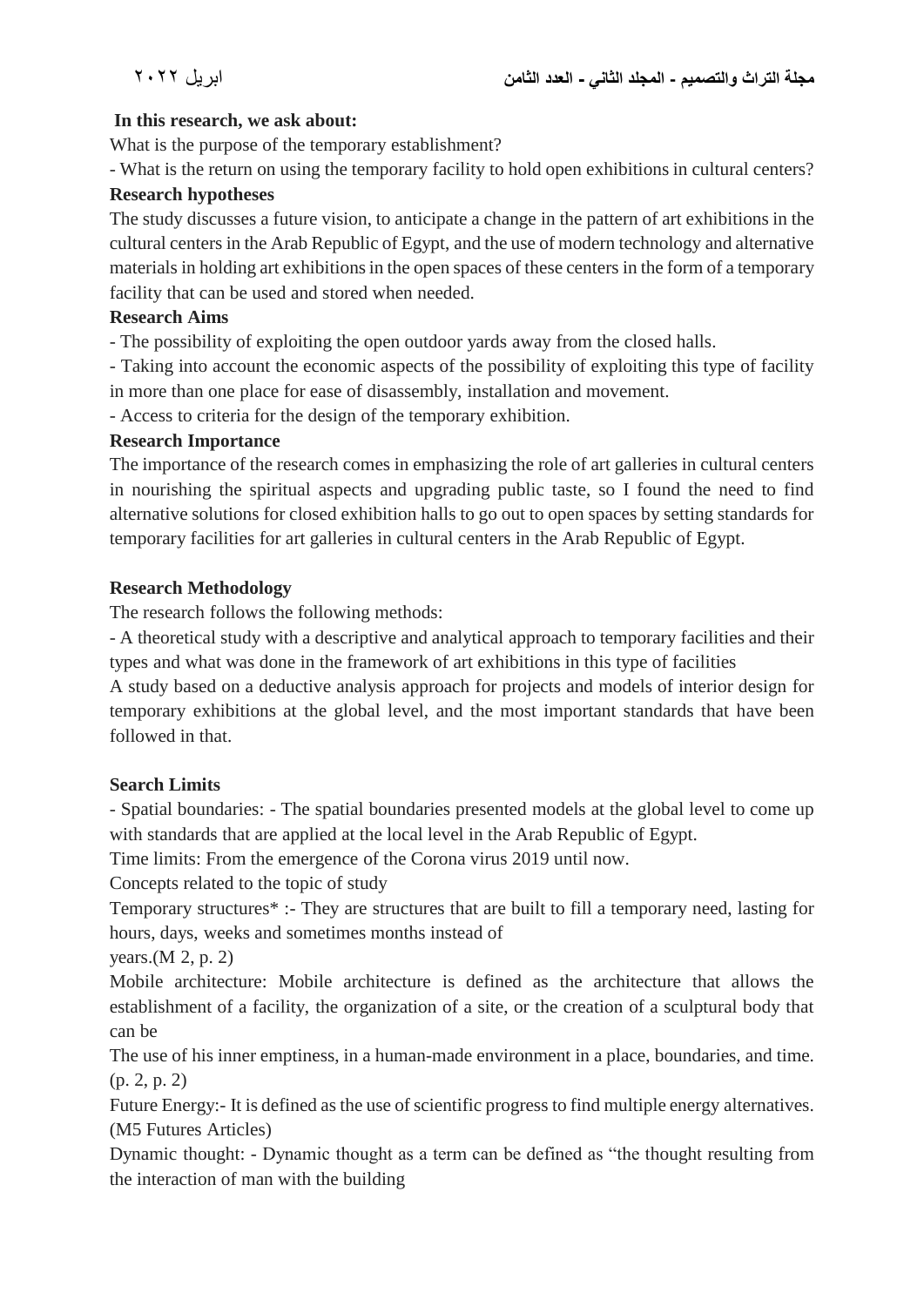**In this research, we ask about:**

What is the purpose of the temporary establishment?

- What is the return on using the temporary facility to hold open exhibitions in cultural centers?

**Research hypotheses**

The study discusses a future vision, to anticipate a change in the pattern of art exhibitions in the cultural centers in the Arab Republic of Egypt, and the use of modern technology and alternative materials in holding art exhibitions in the open spaces of these centers in the form of a temporary facility that can be used and stored when needed.

**Research Aims**

- The possibility of exploiting the open outdoor yards away from the closed halls.
- Taking into account the economic aspects of the possibility of exploiting this type of facility in more than one place for ease of disassembly, installation and movement.
- Access to criteria for the design of the temporary exhibition.

**Research Importance**

The importance of the research comes in emphasizing the role of art galleries in cultural centers in nourishing the spiritual aspects and upgrading public taste, so I found the need to find alternative solutions for closed exhibition halls to go out to open spaces by setting standards for temporary facilities for art galleries in cultural centers in the Arab Republic of Egypt.

**Research Methodology**

The research follows the following methods:

- A theoretical study with a descriptive and analytical approach to temporary facilities and their types and what was done in the framework of art exhibitions in this type of facilities

A study based on a deductive analysis approach for projects and models of interior design for temporary exhibitions at the global level, and the most important standards that have been followed in that.

**Search Limits**

- Spatial boundaries: - The spatial boundaries presented models at the global level to come up with standards that are applied at the local level in the Arab Republic of Egypt.

Time limits: From the emergence of the Corona virus 2019 until now.

Concepts related to the topic of study

Temporary structures* :- They are structures that are built to fill a temporary need, lasting for hours, days, weeks and sometimes months instead of

years.(M 2, p. 2)

Mobile architecture: Mobile architecture is defined as the architecture that allows the establishment of a facility, the organization of a site, or the creation of a sculptural body that can be

The use of his inner emptiness, in a human-made environment in a place, boundaries, and time. (p. 2, p. 2)

Future Energy:- It is defined as the use of scientific progress to find multiple energy alternatives. (M5 Futures Articles)

Dynamic thought: - Dynamic thought as a term can be defined as “the thought resulting from the interaction of man with the building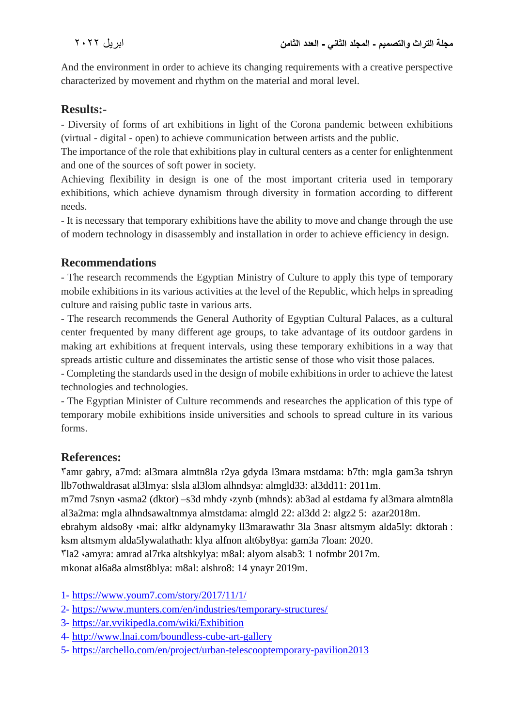And the environment in order to achieve its changing requirements with a creative perspective characterized by movement and rhythm on the material and moral level.

## Results:-

- Diversity of forms of art exhibitions in light of the Corona pandemic between exhibitions (virtual - digital - open) to achieve communication between artists and the public.

The importance of the role that exhibitions play in cultural centers as a center for enlightenment and one of the sources of soft power in society.

Achieving flexibility in design is one of the most important criteria used in temporary exhibitions, which achieve dynamism through diversity in formation according to different needs.

- It is necessary that temporary exhibitions have the ability to move and change through the use of modern technology in disassembly and installation in order to achieve efficiency in design.

## Recommendations

- The research recommends the Egyptian Ministry of Culture to apply this type of temporary mobile exhibitions in its various activities at the level of the Republic, which helps in spreading culture and raising public taste in various arts.
- The research recommends the General Authority of Egyptian Cultural Palaces, as a cultural center frequented by many different age groups, to take advantage of its outdoor gardens in making art exhibitions at frequent intervals, using these temporary exhibitions in a way that spreads artistic culture and disseminates the artistic sense of those who visit those palaces.
- Completing the standards used in the design of mobile exhibitions in order to achieve the latest technologies and technologies.
- The Egyptian Minister of Culture recommends and researches the application of this type of temporary mobile exhibitions inside universities and schools to spread culture in its various forms.

## References:

٣amr gabry, a7md: al3mara almtn8la r2ya gdyda l3mara mstdama: b7th: mgla gam3a tshryn llb7othwaldrasat al3lmya: slsla al3lom alhndsya: almgld33: al3dd11: 2011m.

m7md 7snyn ،asma2 (dktor) –s3d mhdy ،zynb (mhnds): ab3ad al estdama fy al3mara almtn8la al3a2ma: mgla alhndsawaltnmya almstdama: almgld 22: al3dd 2: algz2 5: azar2018m.

ebrahym aldso8y ،mai: alfkr aldynamyky ll3marawathr 3la 3nasr altsmym alda5ly: dktorah : ksm altsmym alda5lywalathath: klya alfnon alt6by8ya: gam3a 7loan: 2020.

٣la2 ،amyra: amrad al7rka altshkylya: m8al: alyom alsab3: 1 nofmbr 2017m.

mkonat al6a8a almst8blya: m8al: alshro8: 14 ynayr 2019m.

1- https://www.youm7.com/story/2017/11/1/
2- https://www.munters.com/en/industries/temporary-structures/
3- https://ar.vvikipedla.com/wiki/Exhibition
4- http://www.lnai.com/boundless-cube-art-gallery
5- https://archello.com/en/project/urban-telescooptemporary-pavilion2013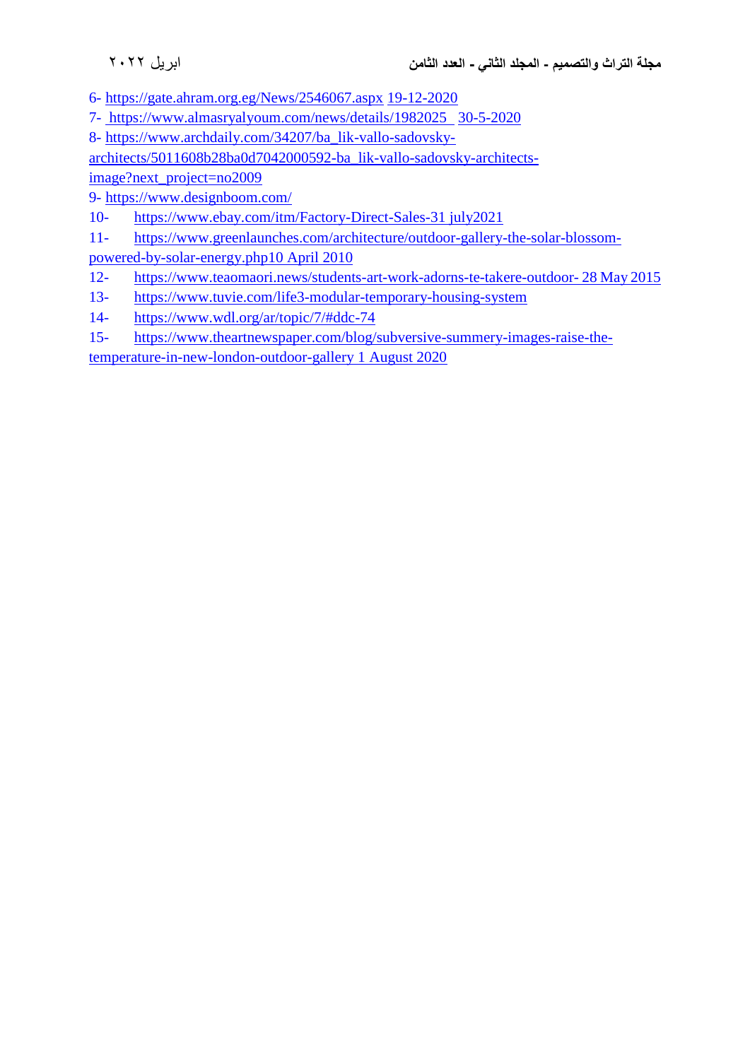6- https://gate.ahram.org.eg/News/2546067.aspx 19-12-2020

7- https://www.almasryalyoum.com/news/details/1982025 30-5-2020

8- https://www.archdaily.com/34207/ba_lik-vallo-sadovsky-architects/5011608b28ba0d7042000592-ba_lik-vallo-sadovsky-architects-image?next_project=no2009

9- https://www.designboom.com/

10- https://www.ebay.com/itm/Factory-Direct-Sales-31 july2021

11- https://www.greenlaunches.com/architecture/outdoor-gallery-the-solar-blossom-powered-by-solar-energy.php10 April 2010

12- https://www.teaomaori.news/students-art-work-adorns-te-takere-outdoor- 28 May 2015

13- https://www.tuvie.com/life3-modular-temporary-housing-system

14- https://www.wdl.org/ar/topic/7/#ddc-74

15- https://www.theartnewspaper.com/blog/subversive-summery-images-raise-the-temperature-in-new-london-outdoor-gallery 1 August 2020